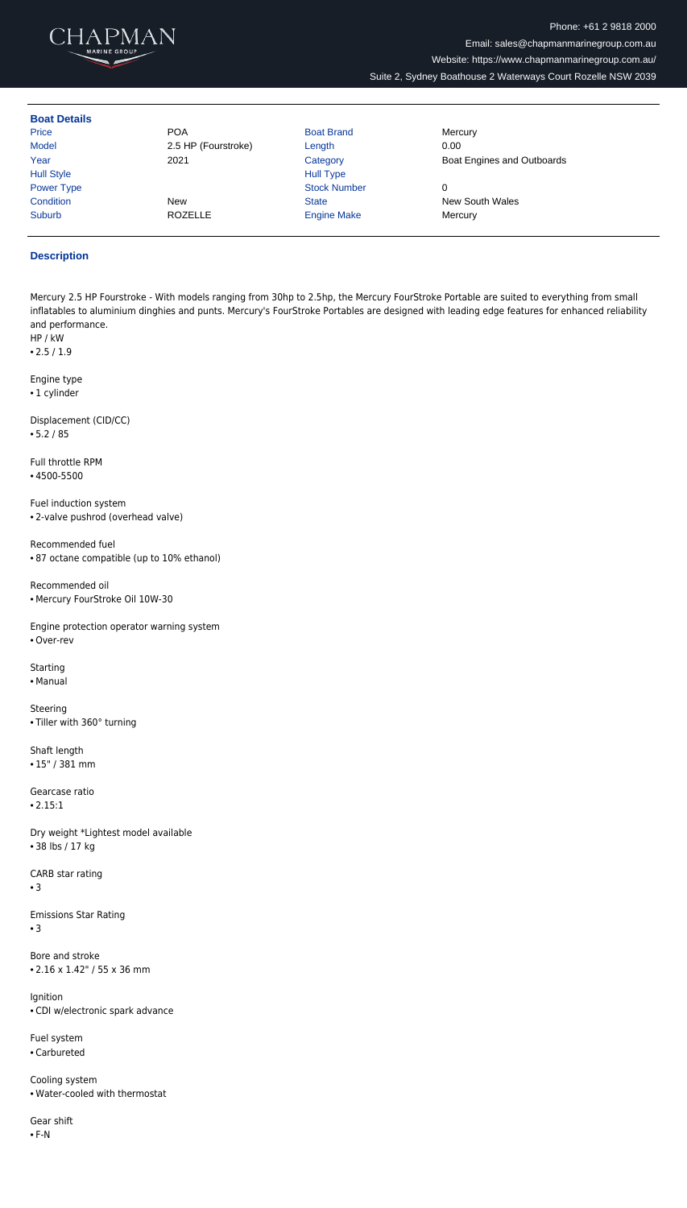CHAPMAN
MARINE GROUP

Phone: +61 2 9818 2000
Email: sales@chapmanmarinegroup.com.au
Website: https://www.chapmanmarinegroup.com.au/
Suite 2, Sydney Boathouse 2 Waterways Court Rozelle NSW 2039

## Boat Details

| | | | |
|---|---|---|---|
| Price | POA | Boat Brand | Mercury |
| Model | 2.5 HP (Fourstroke) | Length | 0.00 |
| Year | 2021 | Category | Boat Engines and Outboards |
| Hull Style | | Hull Type | |
| Power Type | | Stock Number | 0 |
| Condition | New | State | New South Wales |
| Suburb | ROZELLE | Engine Make | Mercury |

## Description

Mercury 2.5 HP Fourstroke - With models ranging from 30hp to 2.5hp, the Mercury FourStroke Portable are suited to everything from small inflatables to aluminium dinghies and punts. Mercury's FourStroke Portables are designed with leading edge features for enhanced reliability and performance.

HP / kW
- 2.5 / 1.9

Engine type
- 1 cylinder

Displacement (CID/CC)
- 5.2 / 85

Full throttle RPM
- 4500-5500

Fuel induction system
- 2-valve pushrod (overhead valve)

Recommended fuel
- 87 octane compatible (up to 10% ethanol)

Recommended oil
- Mercury FourStroke Oil 10W-30

Engine protection operator warning system
- Over-rev

Starting
- Manual

Steering
- Tiller with 360° turning

Shaft length
- 15" / 381 mm

Gearcase ratio
- 2.15:1

Dry weight *Lightest model available
- 38 lbs / 17 kg

CARB star rating
- 3

Emissions Star Rating
- 3

Bore and stroke
- 2.16 x 1.42" / 55 x 36 mm

Ignition
- CDI w/electronic spark advance

Fuel system
- Carbureted

Cooling system
- Water-cooled with thermostat

Gear shift
- F-N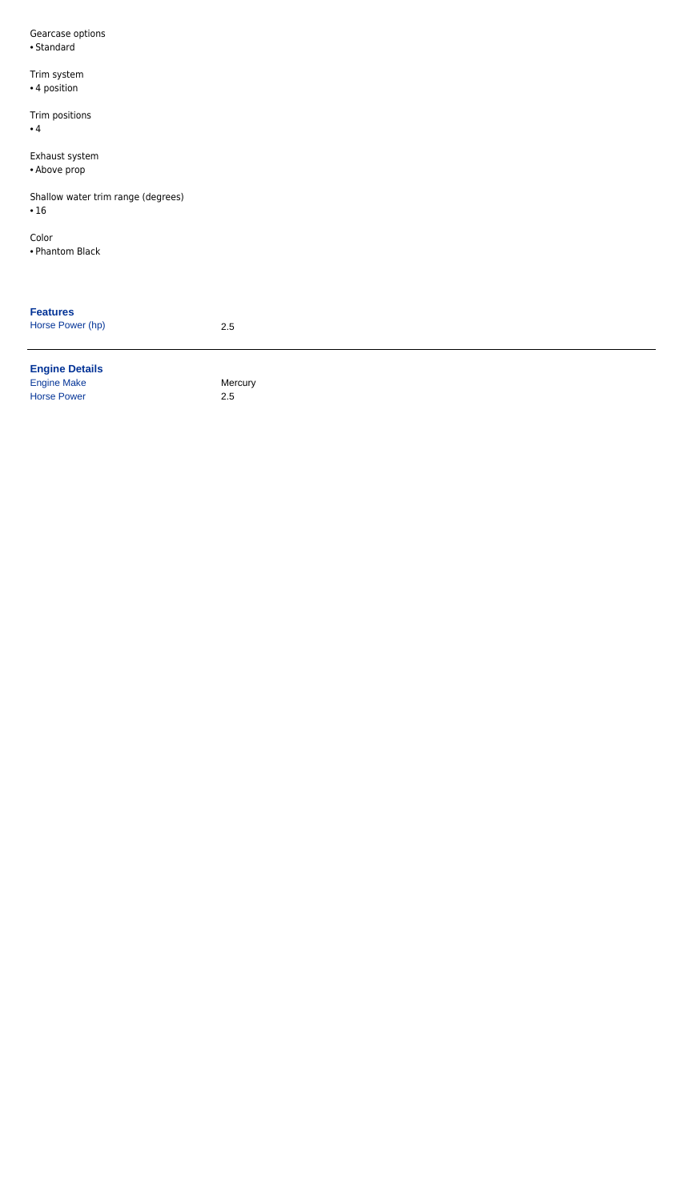Gearcase options
- Standard

Trim system
- 4 position

Trim positions
- 4

Exhaust system
- Above prop

Shallow water trim range (degrees)
- 16

Color
- Phantom Black

### Features

| | |
|---|---|
| Horse Power (hp) | 2.5 |

---

### Engine Details

| | |
|---|---|
| Engine Make | Mercury |
| Horse Power | 2.5 |